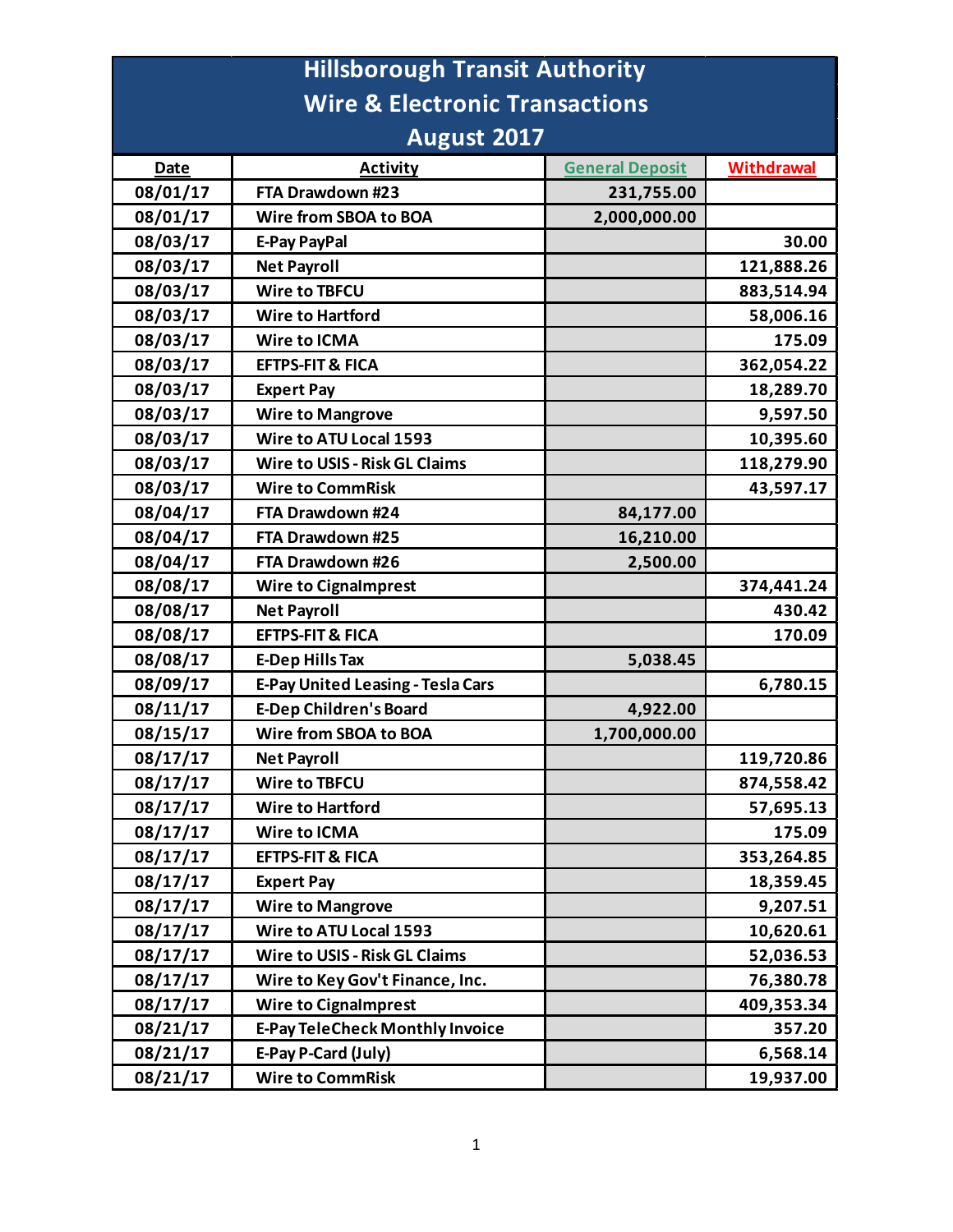# Hillsborough Transit Authority
## Wire & Electronic Transactions
## August 2017

| Date | Activity | General Deposit | Withdrawal |
|---|---|---|---|
| 08/01/17 | FTA Drawdown #23 | 231,755.00 | |
| 08/01/17 | Wire from SBOA to BOA | 2,000,000.00 | |
| 08/03/17 | E-Pay PayPal | | 30.00 |
| 08/03/17 | Net Payroll | | 121,888.26 |
| 08/03/17 | Wire to TBFCU | | 883,514.94 |
| 08/03/17 | Wire to Hartford | | 58,006.16 |
| 08/03/17 | Wire to ICMA | | 175.09 |
| 08/03/17 | EFTPS-FIT & FICA | | 362,054.22 |
| 08/03/17 | Expert Pay | | 18,289.70 |
| 08/03/17 | Wire to Mangrove | | 9,597.50 |
| 08/03/17 | Wire to ATU Local 1593 | | 10,395.60 |
| 08/03/17 | Wire to USIS - Risk GL Claims | | 118,279.90 |
| 08/03/17 | Wire to CommRisk | | 43,597.17 |
| 08/04/17 | FTA Drawdown #24 | 84,177.00 | |
| 08/04/17 | FTA Drawdown #25 | 16,210.00 | |
| 08/04/17 | FTA Drawdown #26 | 2,500.00 | |
| 08/08/17 | Wire to CignaImprest | | 374,441.24 |
| 08/08/17 | Net Payroll | | 430.42 |
| 08/08/17 | EFTPS-FIT & FICA | | 170.09 |
| 08/08/17 | E-Dep Hills Tax | 5,038.45 | |
| 08/09/17 | E-Pay United Leasing - Tesla Cars | | 6,780.15 |
| 08/11/17 | E-Dep Children's Board | 4,922.00 | |
| 08/15/17 | Wire from SBOA to BOA | 1,700,000.00 | |
| 08/17/17 | Net Payroll | | 119,720.86 |
| 08/17/17 | Wire to TBFCU | | 874,558.42 |
| 08/17/17 | Wire to Hartford | | 57,695.13 |
| 08/17/17 | Wire to ICMA | | 175.09 |
| 08/17/17 | EFTPS-FIT & FICA | | 353,264.85 |
| 08/17/17 | Expert Pay | | 18,359.45 |
| 08/17/17 | Wire to Mangrove | | 9,207.51 |
| 08/17/17 | Wire to ATU Local 1593 | | 10,620.61 |
| 08/17/17 | Wire to USIS - Risk GL Claims | | 52,036.53 |
| 08/17/17 | Wire to Key Gov't Finance, Inc. | | 76,380.78 |
| 08/17/17 | Wire to CignaImprest | | 409,353.34 |
| 08/21/17 | E-Pay TeleCheck Monthly Invoice | | 357.20 |
| 08/21/17 | E-Pay P-Card (July) | | 6,568.14 |
| 08/21/17 | Wire to CommRisk | | 19,937.00 |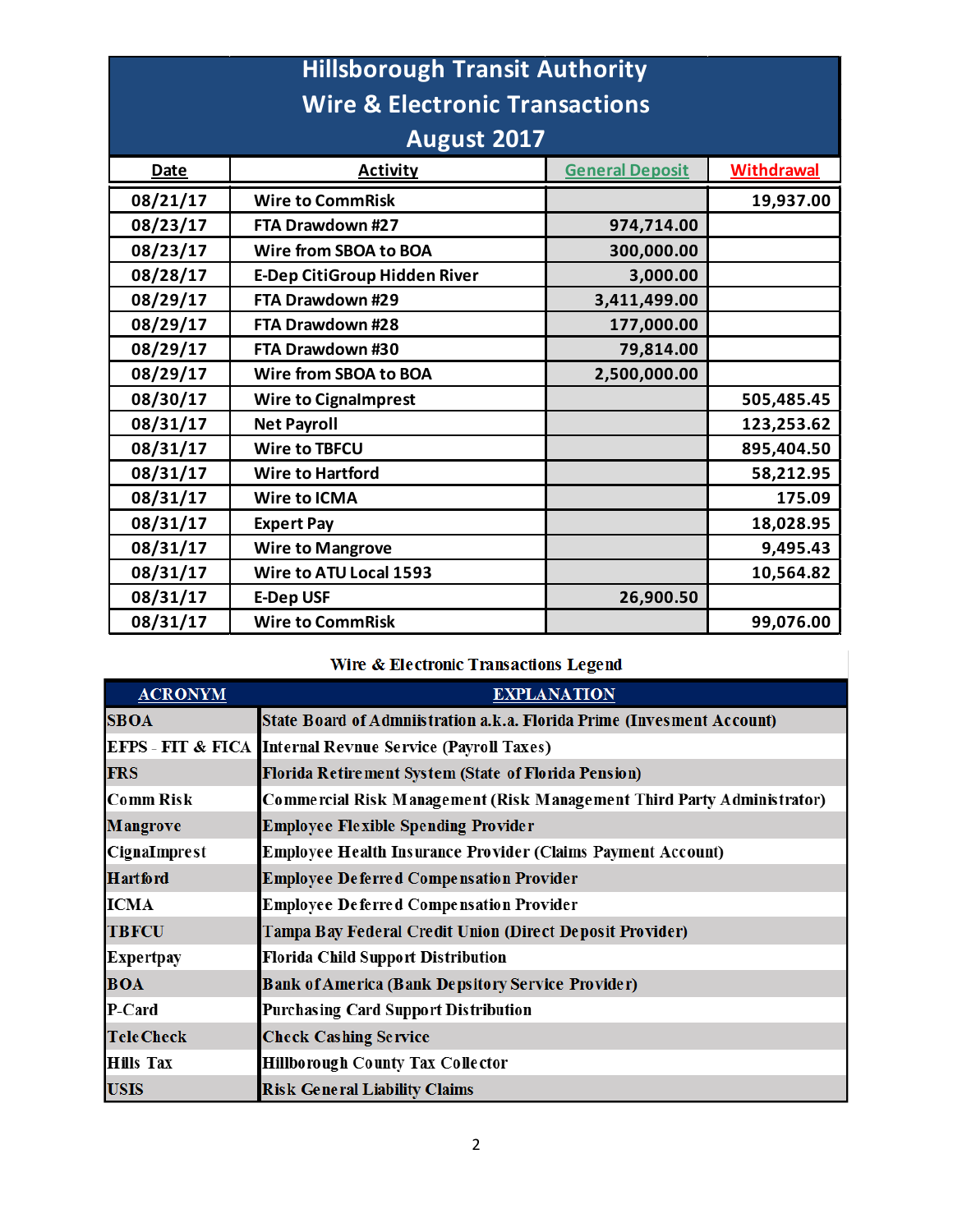# Hillsborough Transit Authority
## Wire & Electronic Transactions
## August 2017

| Date | Activity | General Deposit | Withdrawal |
|---|---|---|---|
| 08/21/17 | Wire to CommRisk | | 19,937.00 |
| 08/23/17 | FTA Drawdown #27 | 974,714.00 | |
| 08/23/17 | Wire from SBOA to BOA | 300,000.00 | |
| 08/28/17 | E-Dep CitiGroup Hidden River | 3,000.00 | |
| 08/29/17 | FTA Drawdown #29 | 3,411,499.00 | |
| 08/29/17 | FTA Drawdown #28 | 177,000.00 | |
| 08/29/17 | FTA Drawdown #30 | 79,814.00 | |
| 08/29/17 | Wire from SBOA to BOA | 2,500,000.00 | |
| 08/30/17 | Wire to CignaImprest | | 505,485.45 |
| 08/31/17 | Net Payroll | | 123,253.62 |
| 08/31/17 | Wire to TBFCU | | 895,404.50 |
| 08/31/17 | Wire to Hartford | | 58,212.95 |
| 08/31/17 | Wire to ICMA | | 175.09 |
| 08/31/17 | Expert Pay | | 18,028.95 |
| 08/31/17 | Wire to Mangrove | | 9,495.43 |
| 08/31/17 | Wire to ATU Local 1593 | | 10,564.82 |
| 08/31/17 | E-Dep USF | 26,900.50 | |
| 08/31/17 | Wire to CommRisk | | 99,076.00 |

### Wire & Electronic Transactions Legend

| ACRONYM | EXPLANATION |
|---|---|
| SBOA | State Board of Admniistration a.k.a. Florida Prime (Invesment Account) |
| EFPS - FIT & FICA | Internal Revnue Service (Payroll Taxes) |
| FRS | Florida Retirement System (State of Florida Pension) |
| Comm Risk | Commercial Risk Management (Risk Management Third Party Administrator) |
| Mangrove | Employee Flexible Spending Provider |
| CignaImprest | Employee Health Insurance Provider (Claims Payment Account) |
| Hartford | Employee Deferred Compensation Provider |
| ICMA | Employee Deferred Compensation Provider |
| TBFCU | Tampa Bay Federal Credit Union (Direct Deposit Provider) |
| Expertpay | Florida Child Support Distribution |
| BOA | Bank of America (Bank Depsitory Service Provider) |
| P-Card | Purchasing Card Support Distribution |
| TeleCheck | Check Cashing Service |
| Hills Tax | Hillborough County Tax Collector |
| USIS | Risk General Liability Claims |